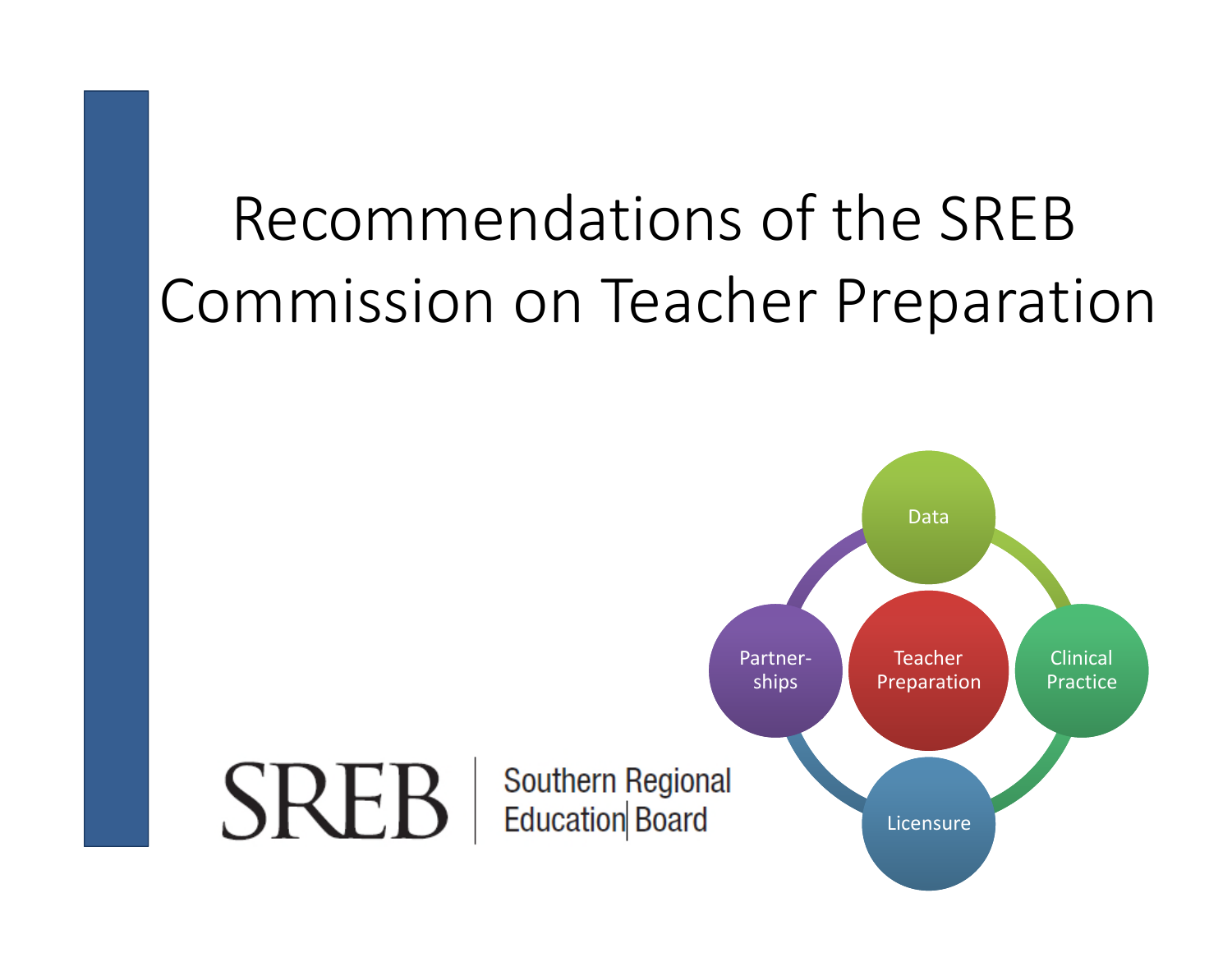# Recommendations of the SREB Commission on Teacher Preparation

Data

Partner-ships

Teacher Preparation

Clinical Practice

Licensure

SREB | Southern Regional Education Board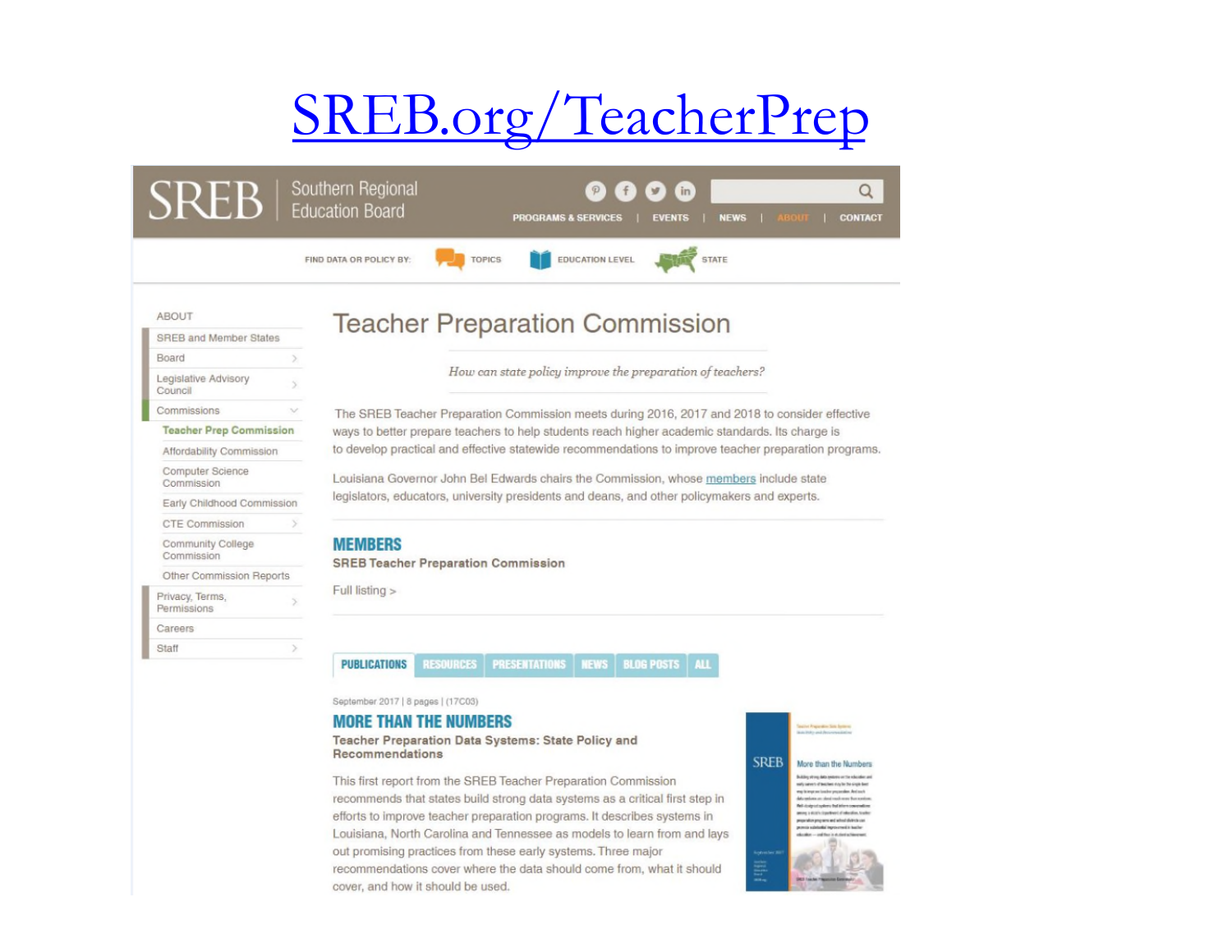# SREB.org/TeacherPrep

SREB | Southern Regional Education Board

PROGRAMS & SERVICES | EVENTS | NEWS | ABOUT | CONTACT

FIND DATA OR POLICY BY: TOPICS EDUCATION LEVEL STATE

ABOUT
- SREB and Member States
- Board
- Legislative Advisory Council
- Commissions
  - Teacher Prep Commission
  - Affordability Commission
  - Computer Science Commission
  - Early Childhood Commission
  - CTE Commission
  - Community College Commission
  - Other Commission Reports
- Privacy, Terms, Permissions
- Careers
- Staff

## Teacher Preparation Commission

*How can state policy improve the preparation of teachers?*

The SREB Teacher Preparation Commission meets during 2016, 2017 and 2018 to consider effective ways to better prepare teachers to help students reach higher academic standards. Its charge is to develop practical and effective statewide recommendations to improve teacher preparation programs.

Louisiana Governor John Bel Edwards chairs the Commission, whose members include state legislators, educators, university presidents and deans, and other policymakers and experts.

### MEMBERS

**SREB Teacher Preparation Commission**

Full listing >

PUBLICATIONS | RESOURCES | PRESENTATIONS | NEWS | BLOG POSTS | ALL

September 2017 | 8 pages | (17C03)

### MORE THAN THE NUMBERS

**Teacher Preparation Data Systems: State Policy and Recommendations**

This first report from the SREB Teacher Preparation Commission recommends that states build strong data systems as a critical first step in efforts to improve teacher preparation programs. It describes systems in Louisiana, North Carolina and Tennessee as models to learn from and lays out promising practices from these early systems. Three major recommendations cover where the data should come from, what it should cover, and how it should be used.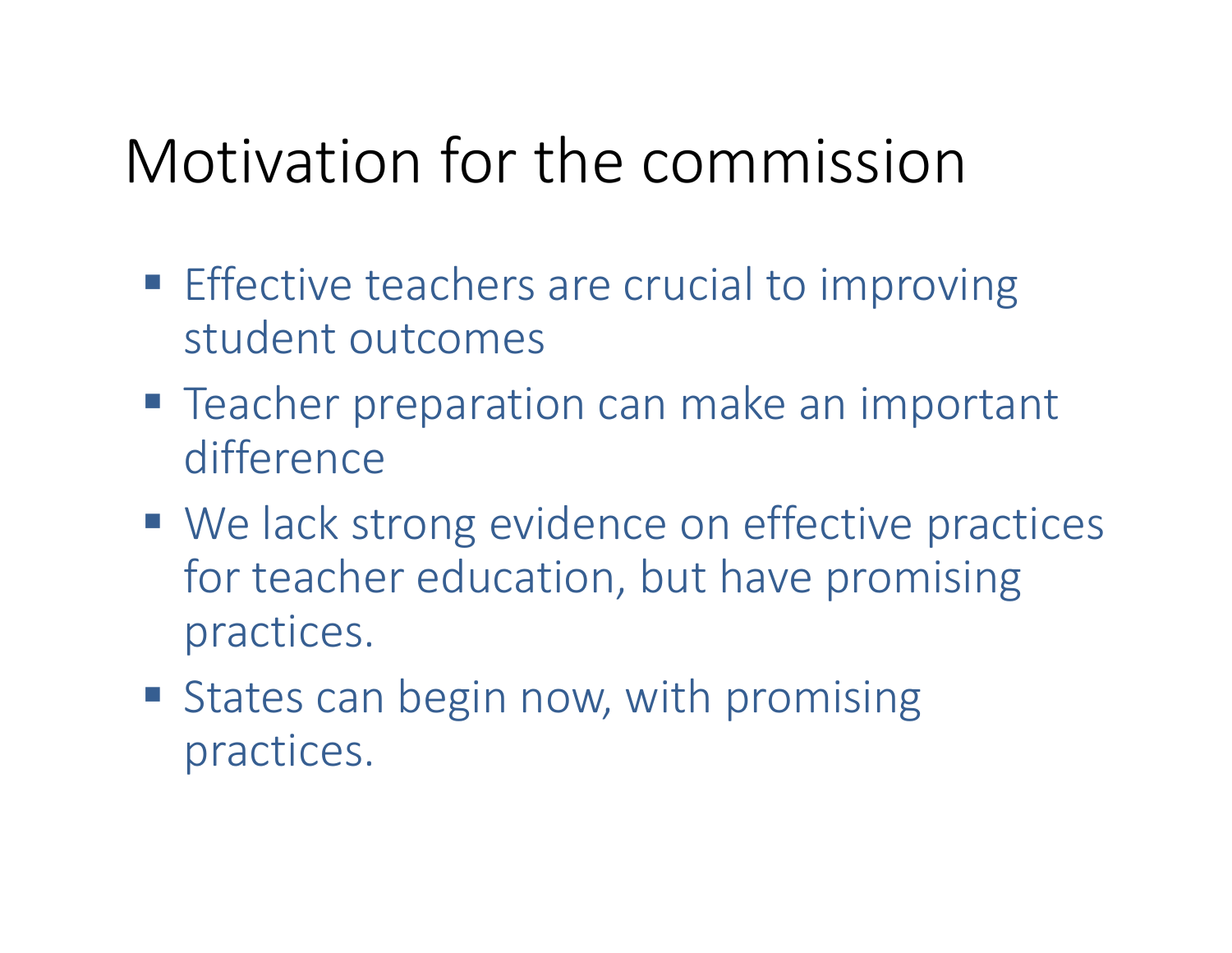# Motivation for the commission

- Effective teachers are crucial to improving student outcomes
- Teacher preparation can make an important difference
- We lack strong evidence on effective practices for teacher education, but have promising practices.
- States can begin now, with promising practices.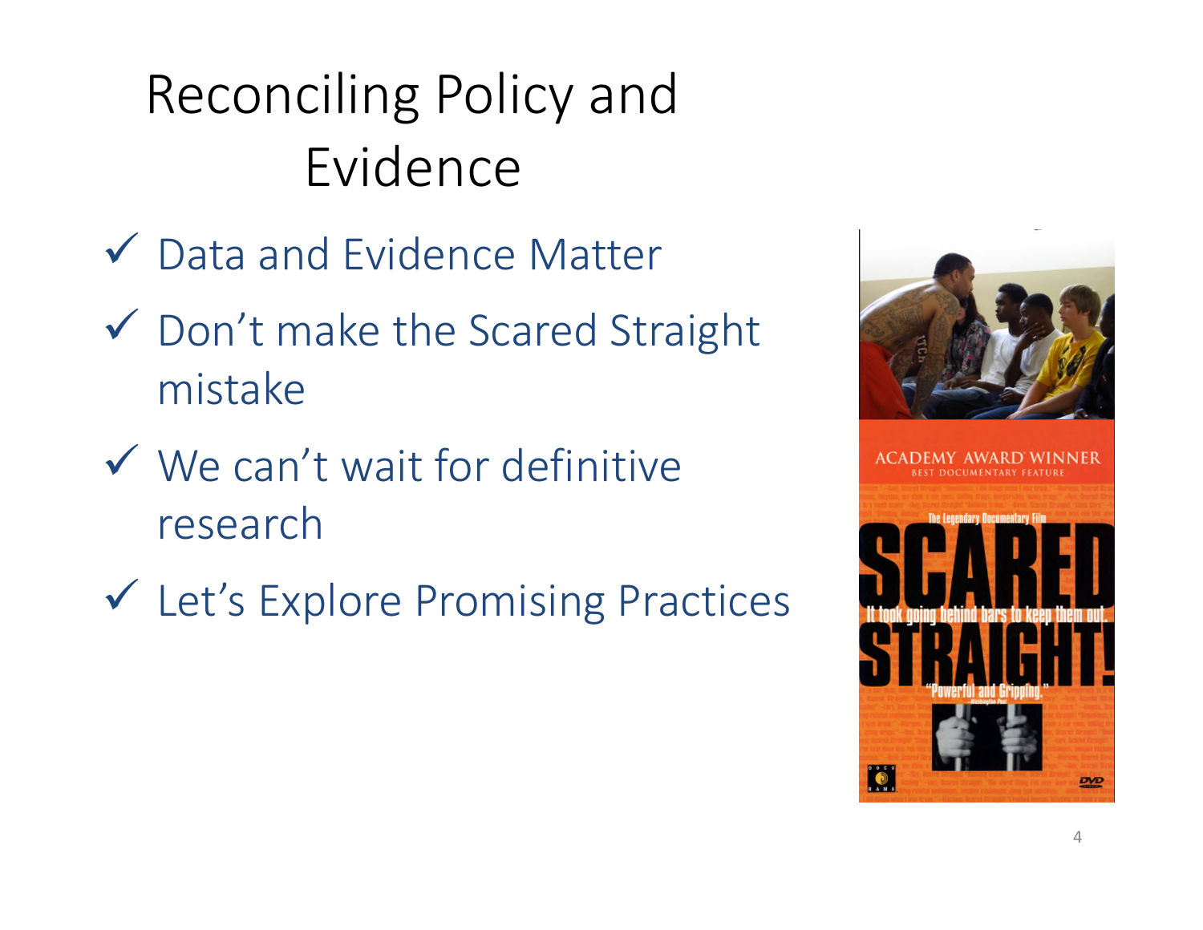# Reconciling Policy and Evidence

- ✓ Data and Evidence Matter
- ✓ Don't make the Scared Straight mistake
- ✓ We can't wait for definitive research
- ✓ Let's Explore Promising Practices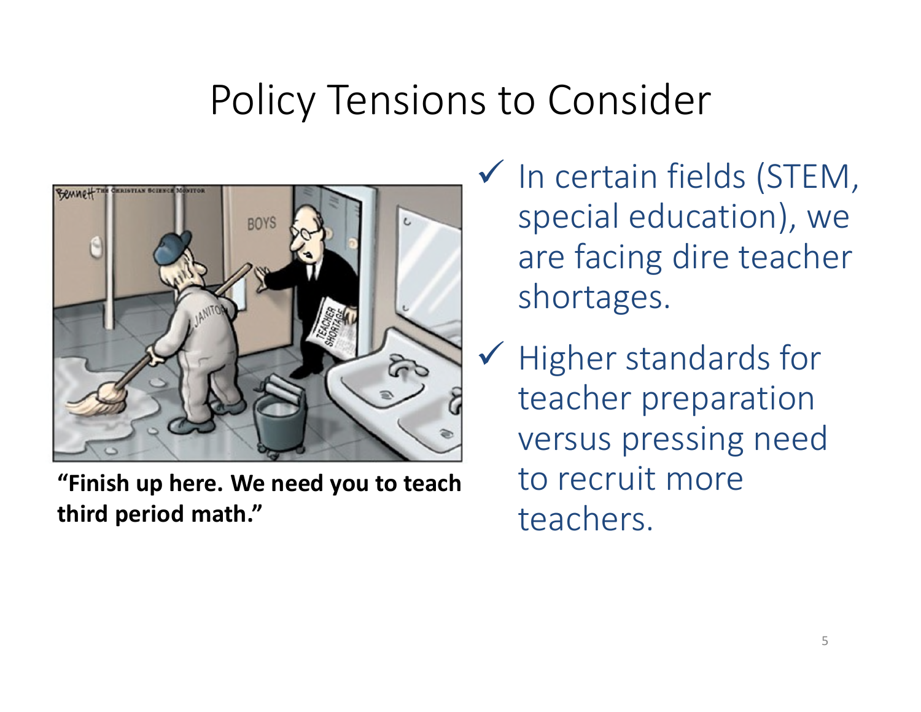# Policy Tensions to Consider

**"Finish up here. We need you to teach third period math."**

- ✓ In certain fields (STEM, special education), we are facing dire teacher shortages.
- ✓ Higher standards for teacher preparation versus pressing need to recruit more teachers.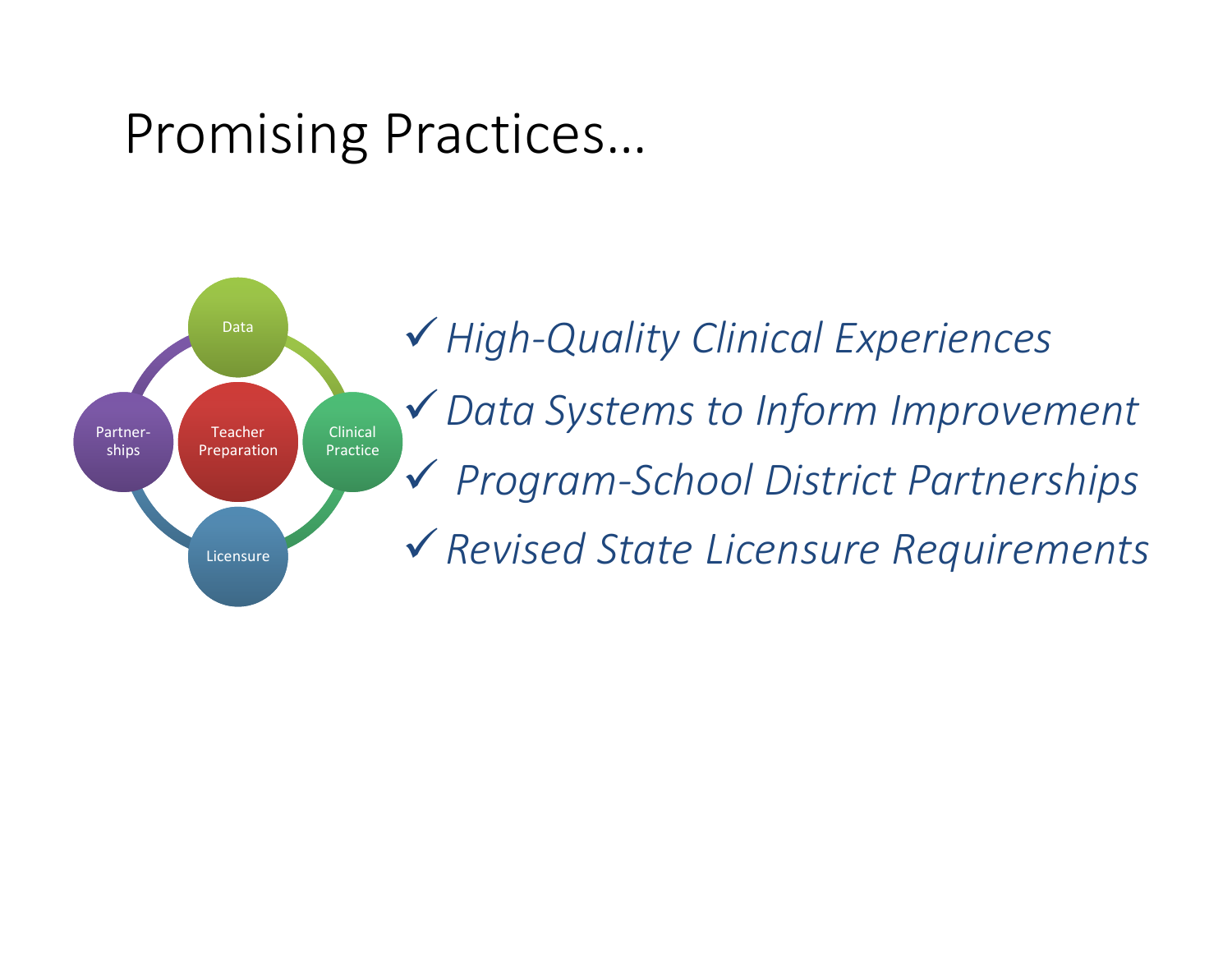# Promising Practices…

Data

Partner-ships

Teacher Preparation

Clinical Practice

Licensure

- ✓ *High-Quality Clinical Experiences*
- ✓ *Data Systems to Inform Improvement*
- ✓ *Program-School District Partnerships*
- ✓ *Revised State Licensure Requirements*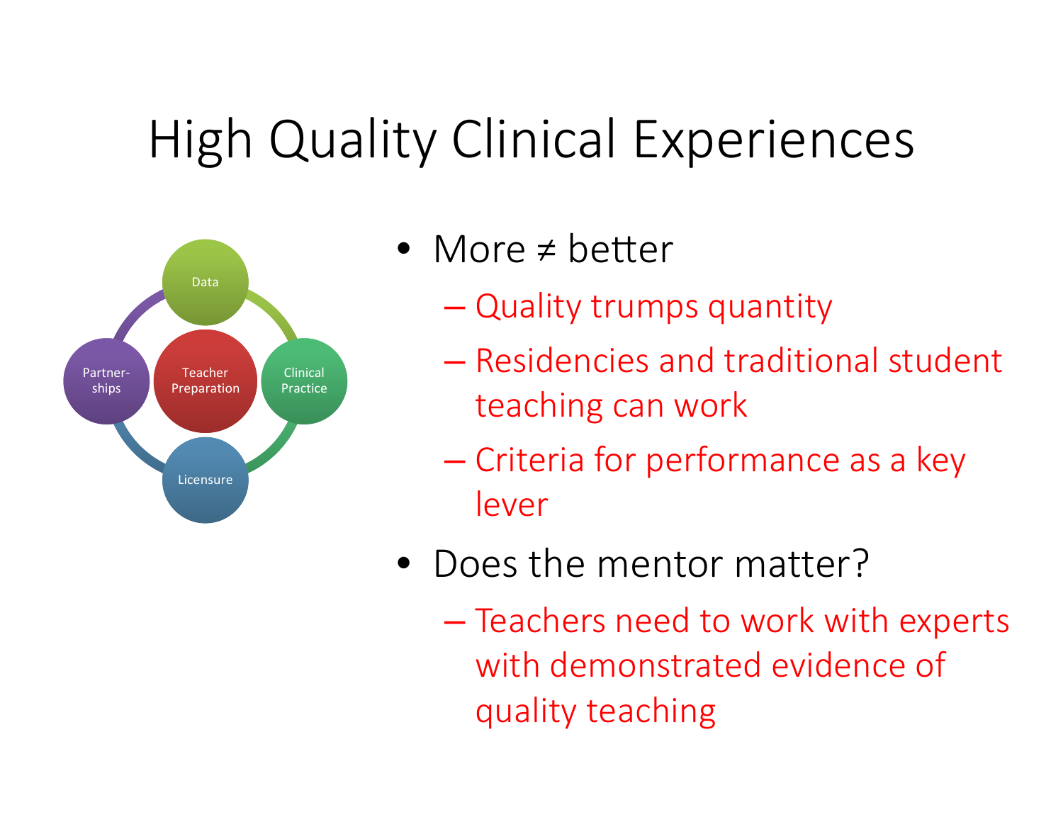# High Quality Clinical Experiences

Data

Partner-ships

Teacher Preparation

Clinical Practice

Licensure

- More ≠ better
  - Quality trumps quantity
  - Residencies and traditional student teaching can work
  - Criteria for performance as a key lever
- Does the mentor matter?
  - Teachers need to work with experts with demonstrated evidence of quality teaching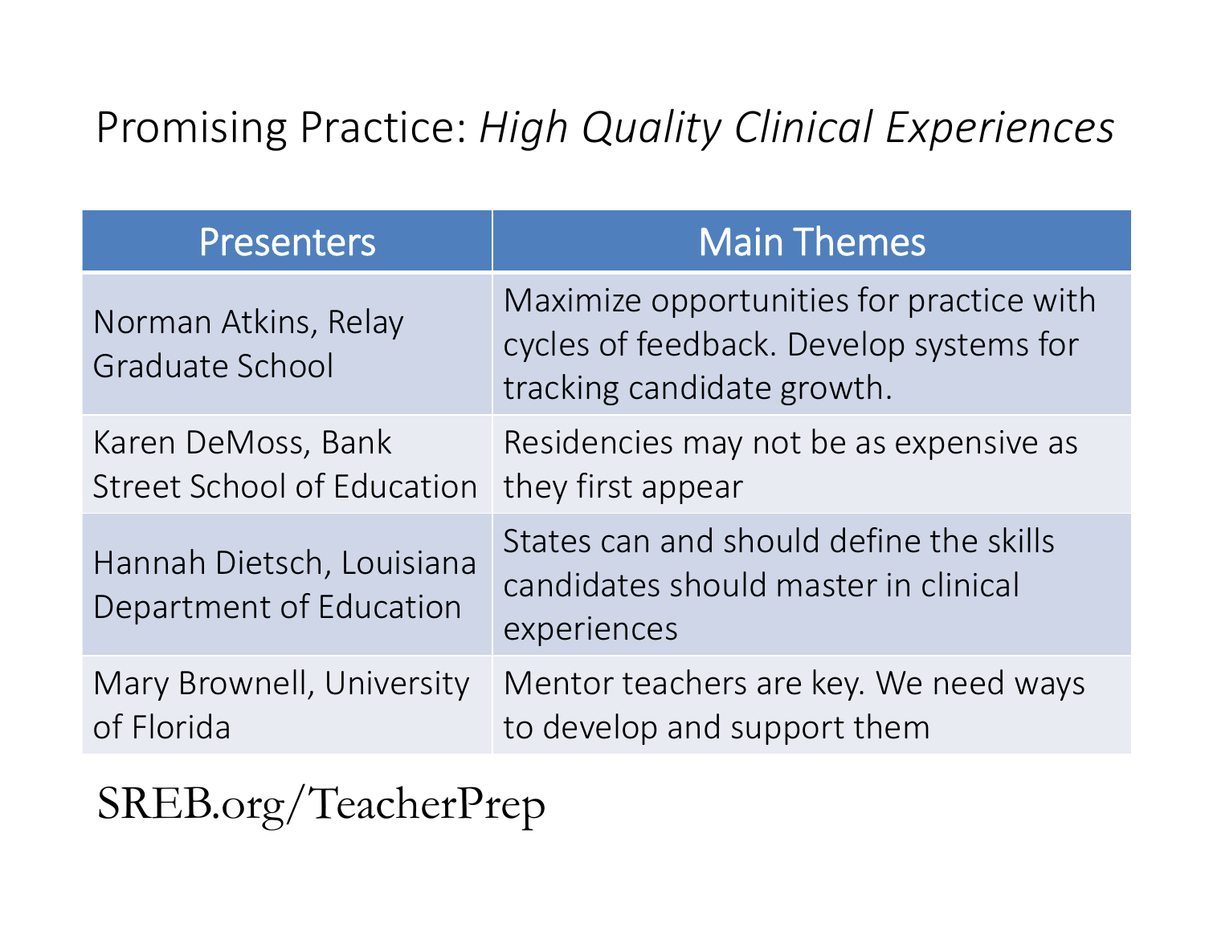# Promising Practice: *High Quality Clinical Experiences*

| Presenters | Main Themes |
| --- | --- |
| Norman Atkins, Relay Graduate School | Maximize opportunities for practice with cycles of feedback. Develop systems for tracking candidate growth. |
| Karen DeMoss, Bank Street School of Education | Residencies may not be as expensive as they first appear |
| Hannah Dietsch, Louisiana Department of Education | States can and should define the skills candidates should master in clinical experiences |
| Mary Brownell, University of Florida | Mentor teachers are key. We need ways to develop and support them |

SREB.org/TeacherPrep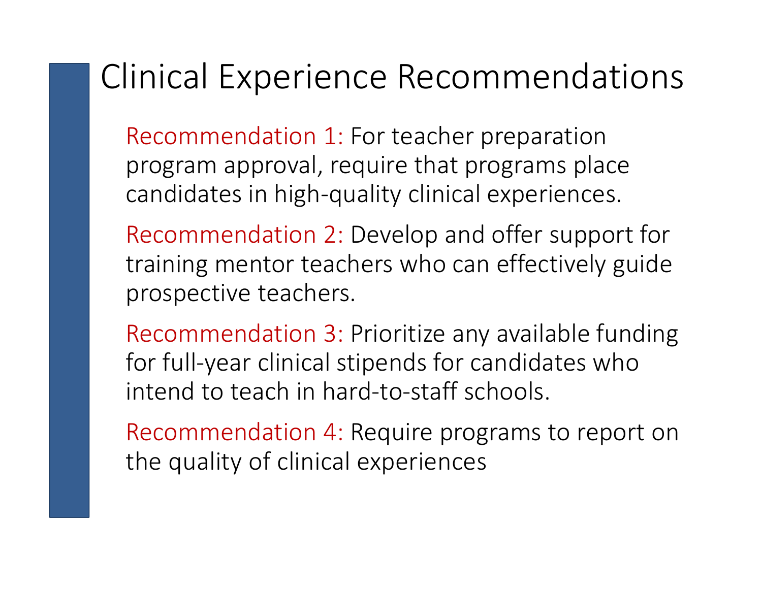# Clinical Experience Recommendations

Recommendation 1: For teacher preparation program approval, require that programs place candidates in high-quality clinical experiences.

Recommendation 2: Develop and offer support for training mentor teachers who can effectively guide prospective teachers.

Recommendation 3: Prioritize any available funding for full-year clinical stipends for candidates who intend to teach in hard-to-staff schools.

Recommendation 4: Require programs to report on the quality of clinical experiences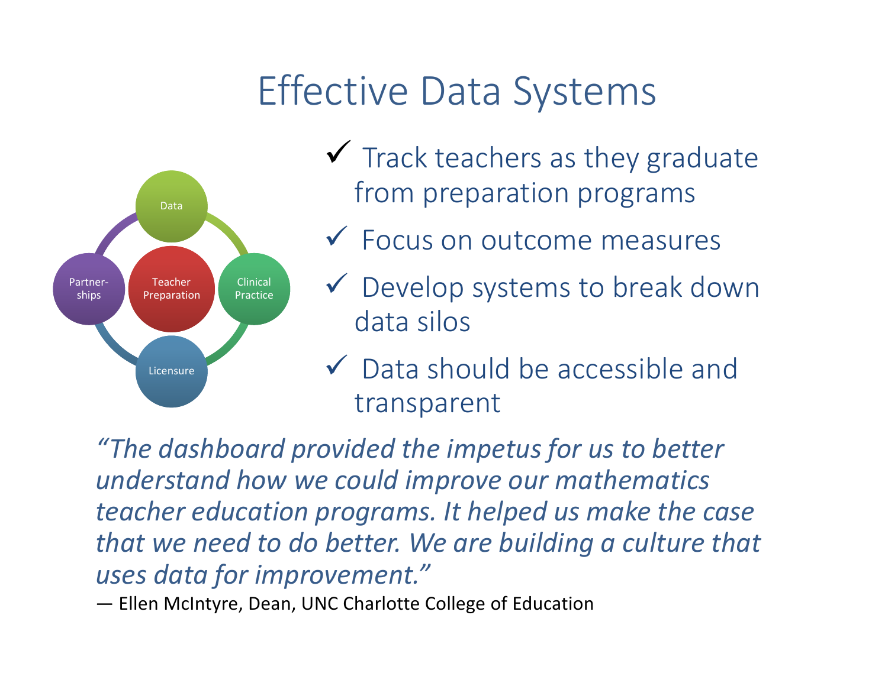# Effective Data Systems

Data

Partner-ships

Teacher Preparation

Clinical Practice

Licensure

- ✓ Track teachers as they graduate from preparation programs
- ✓ Focus on outcome measures
- ✓ Develop systems to break down data silos
- ✓ Data should be accessible and transparent

*"The dashboard provided the impetus for us to better understand how we could improve our mathematics teacher education programs. It helped us make the case that we need to do better. We are building a culture that uses data for improvement."*

— Ellen McIntyre, Dean, UNC Charlotte College of Education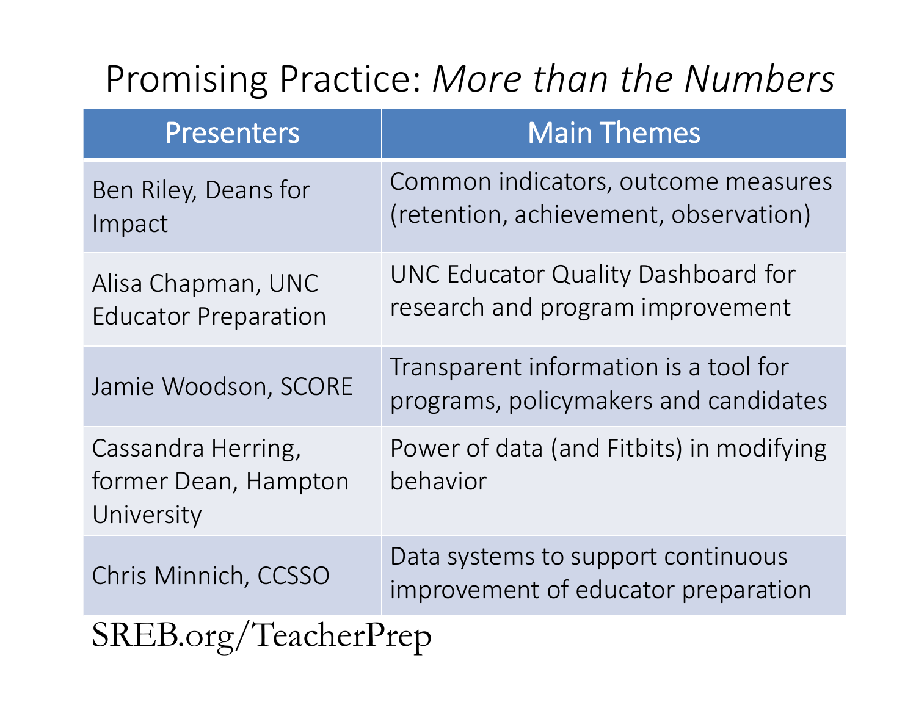# Promising Practice: *More than the Numbers*

| Presenters | Main Themes |
|---|---|
| Ben Riley, Deans for Impact | Common indicators, outcome measures (retention, achievement, observation) |
| Alisa Chapman, UNC Educator Preparation | UNC Educator Quality Dashboard for research and program improvement |
| Jamie Woodson, SCORE | Transparent information is a tool for programs, policymakers and candidates |
| Cassandra Herring, former Dean, Hampton University | Power of data (and Fitbits) in modifying behavior |
| Chris Minnich, CCSSO | Data systems to support continuous improvement of educator preparation |

SREB.org/TeacherPrep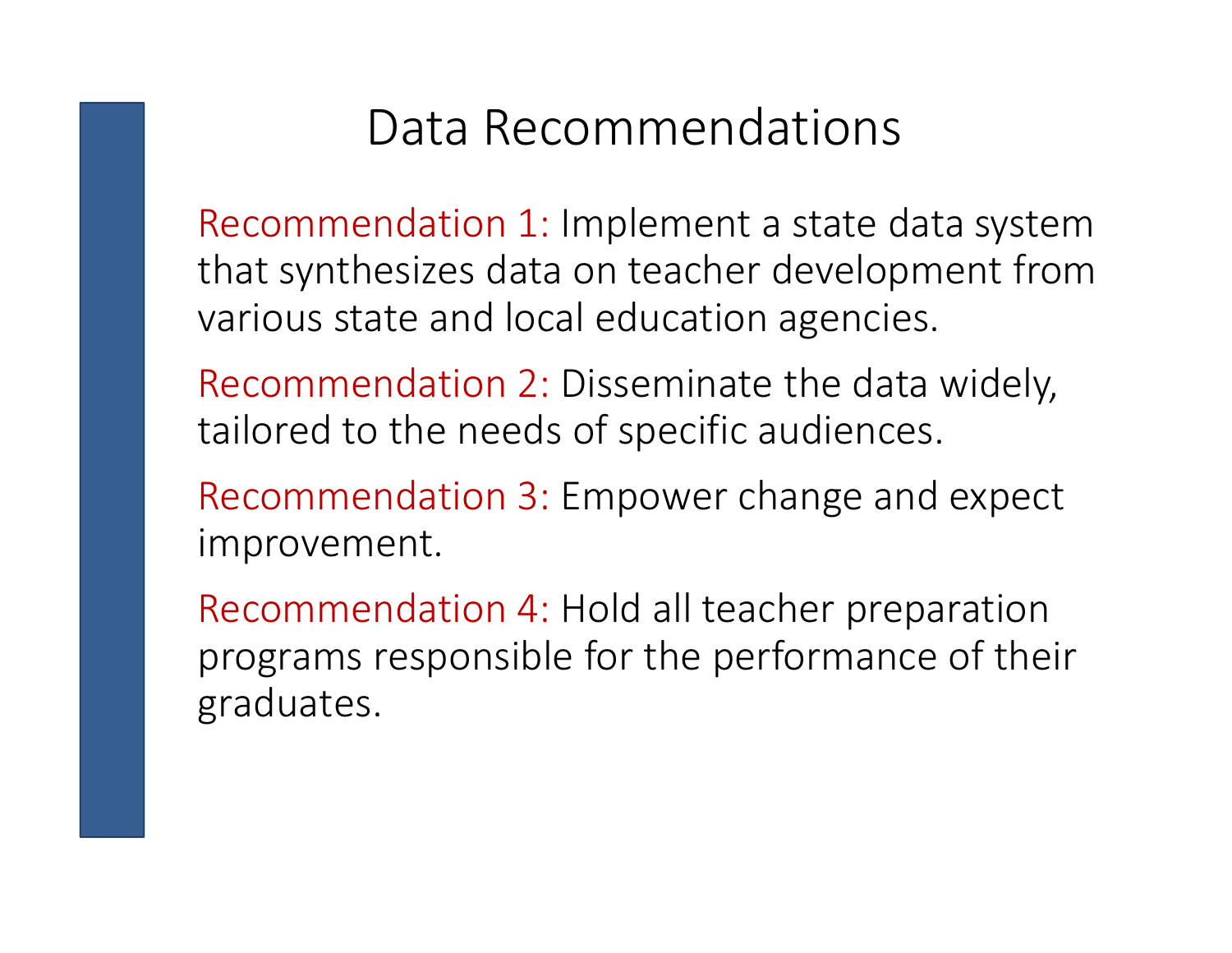# Data Recommendations

Recommendation 1: Implement a state data system that synthesizes data on teacher development from various state and local education agencies.

Recommendation 2: Disseminate the data widely, tailored to the needs of specific audiences.

Recommendation 3: Empower change and expect improvement.

Recommendation 4: Hold all teacher preparation programs responsible for the performance of their graduates.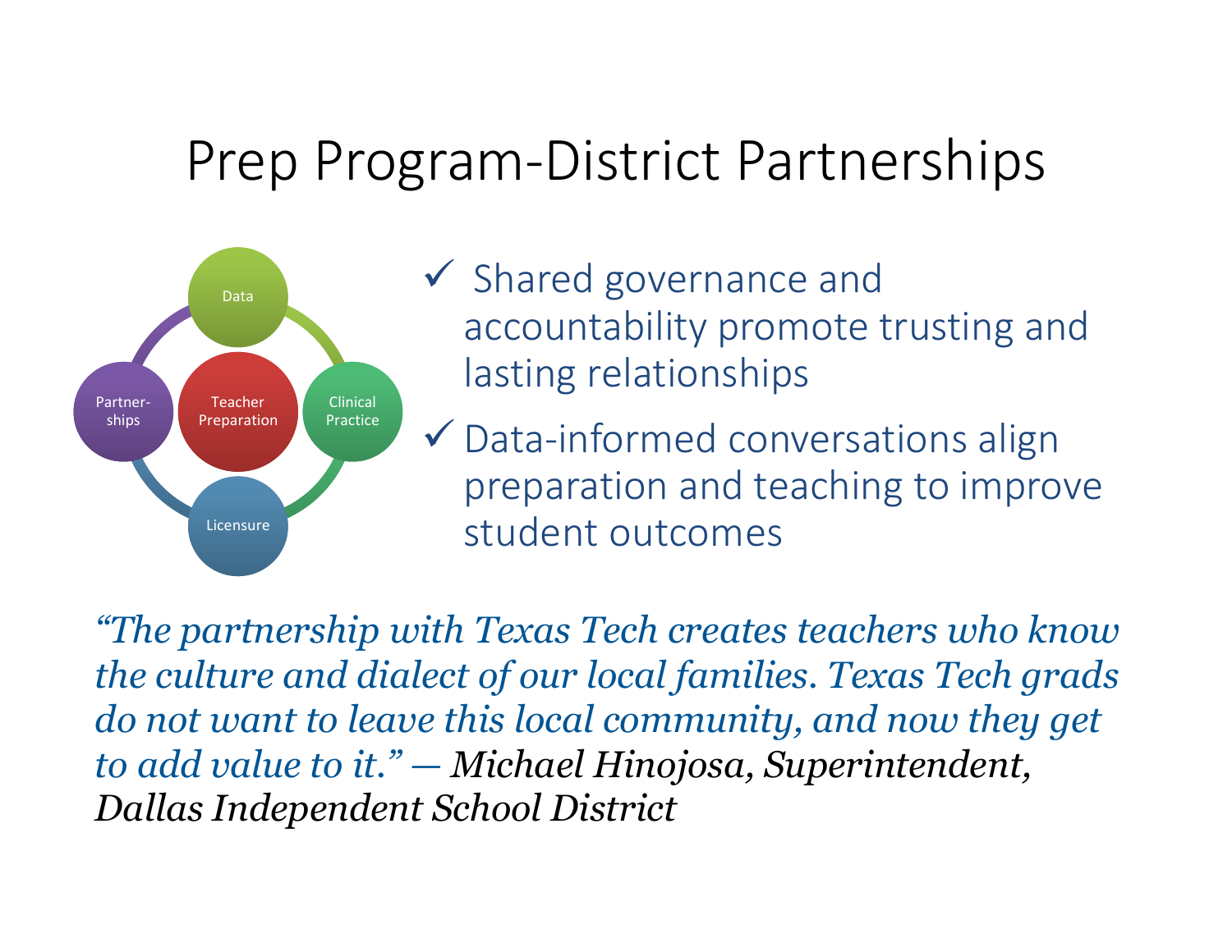# Prep Program-District Partnerships

Data

Partner-ships

Teacher Preparation

Clinical Practice

Licensure

- ✓ Shared governance and accountability promote trusting and lasting relationships
- ✓ Data-informed conversations align preparation and teaching to improve student outcomes

*“The partnership with Texas Tech creates teachers who know the culture and dialect of our local families. Texas Tech grads do not want to leave this local community, and now they get to add value to it.” — Michael Hinojosa, Superintendent, Dallas Independent School District*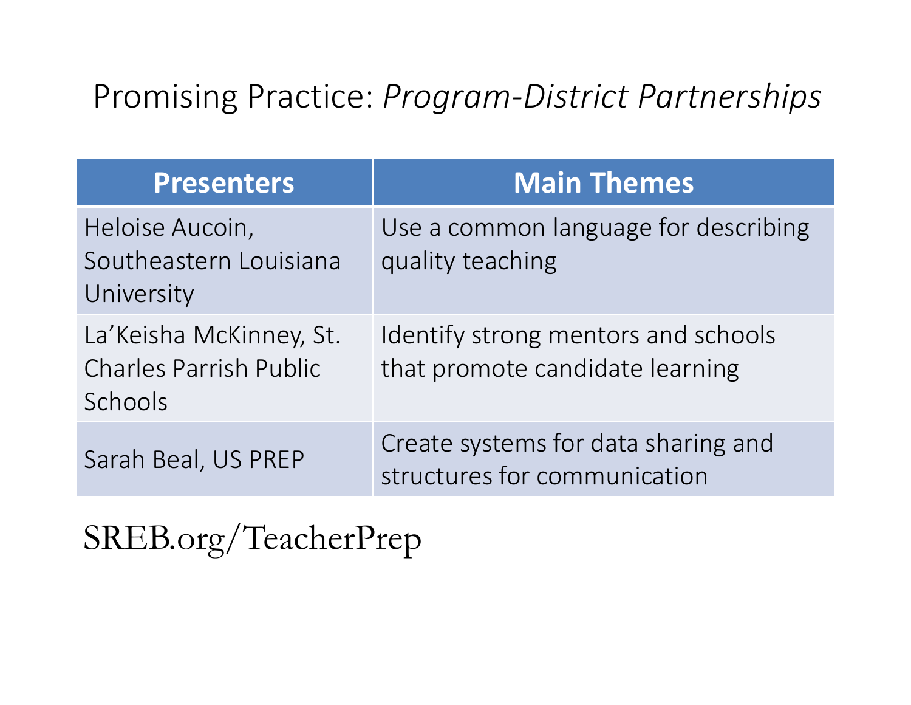# Promising Practice: *Program-District Partnerships*

| Presenters | Main Themes |
| --- | --- |
| Heloise Aucoin, Southeastern Louisiana University | Use a common language for describing quality teaching |
| La'Keisha McKinney, St. Charles Parrish Public Schools | Identify strong mentors and schools that promote candidate learning |
| Sarah Beal, US PREP | Create systems for data sharing and structures for communication |

SREB.org/TeacherPrep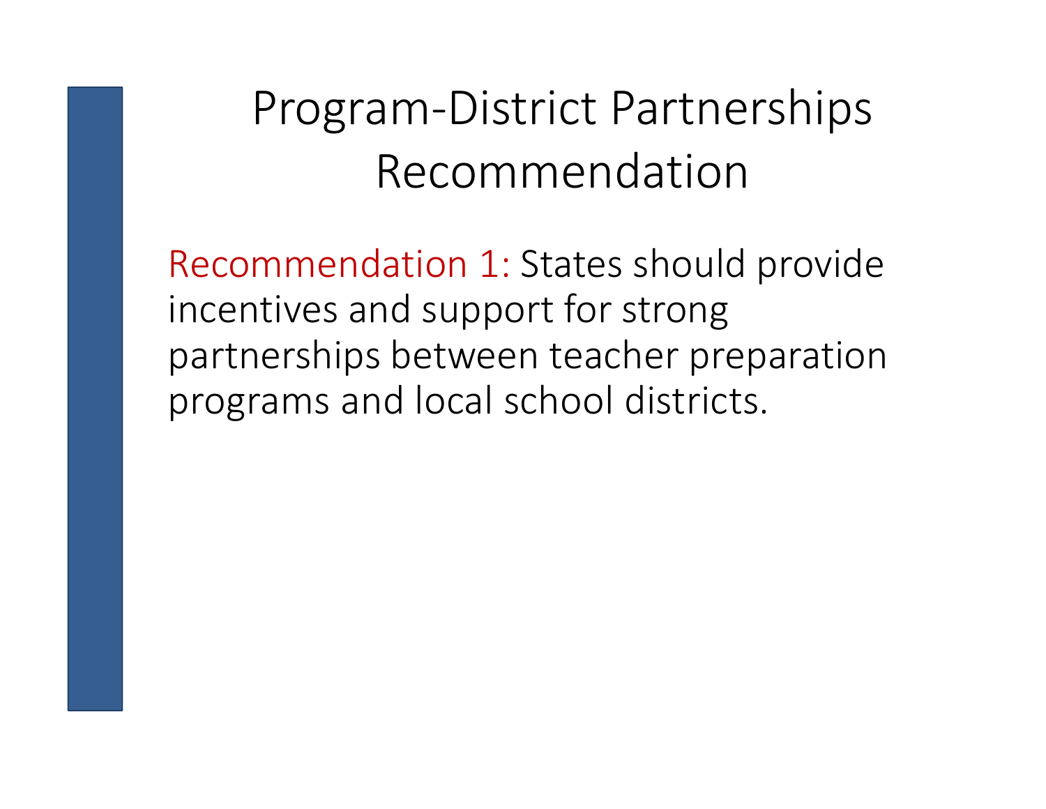# Program-District Partnerships Recommendation

Recommendation 1: States should provide incentives and support for strong partnerships between teacher preparation programs and local school districts.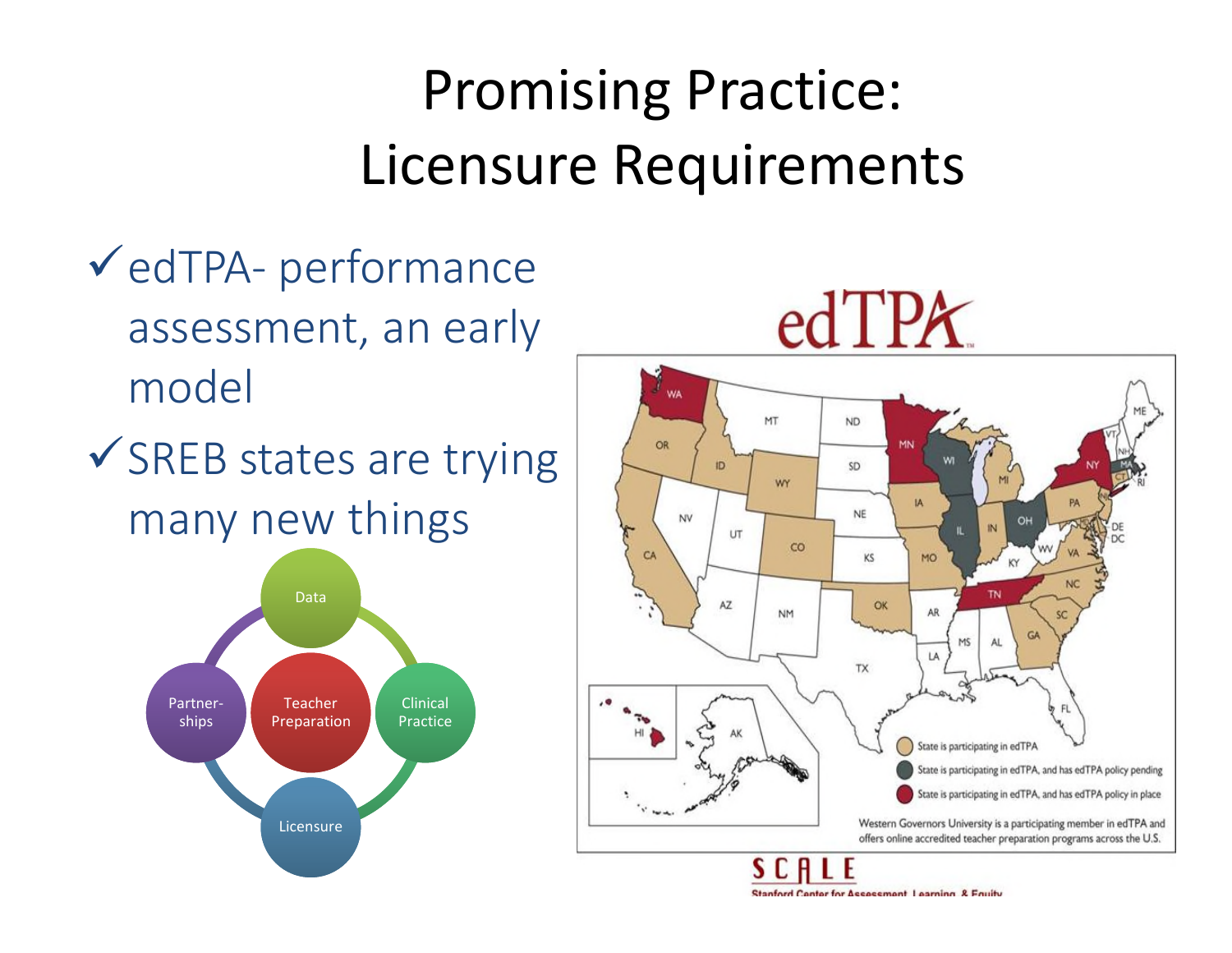# Promising Practice: Licensure Requirements

- ✓ edTPA- performance assessment, an early model
- ✓ SREB states are trying many new things

Data

Partner-ships

Teacher Preparation

Clinical Practice

Licensure

edTPA

- State is participating in edTPA
- State is participating in edTPA, and has edTPA policy pending
- State is participating in edTPA, and has edTPA policy in place

Western Governors University is a participating member in edTPA and offers online accredited teacher preparation programs across the U.S.

SCALE

Stanford Center for Assessment, Learning, & Equity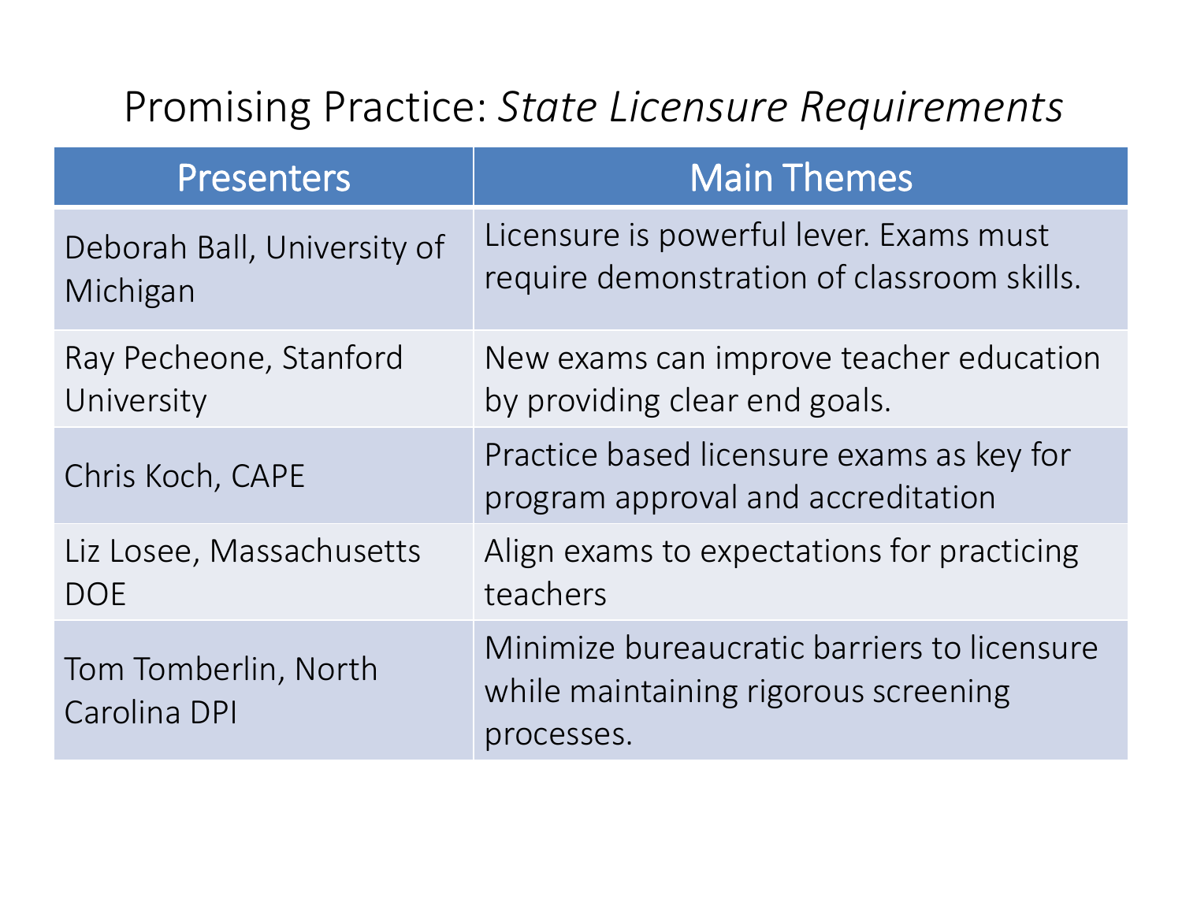# Promising Practice: *State Licensure Requirements*

| Presenters | Main Themes |
| --- | --- |
| Deborah Ball, University of Michigan | Licensure is powerful lever. Exams must require demonstration of classroom skills. |
| Ray Pecheone, Stanford University | New exams can improve teacher education by providing clear end goals. |
| Chris Koch, CAPE | Practice based licensure exams as key for program approval and accreditation |
| Liz Losee, Massachusetts DOE | Align exams to expectations for practicing teachers |
| Tom Tomberlin, North Carolina DPI | Minimize bureaucratic barriers to licensure while maintaining rigorous screening processes. |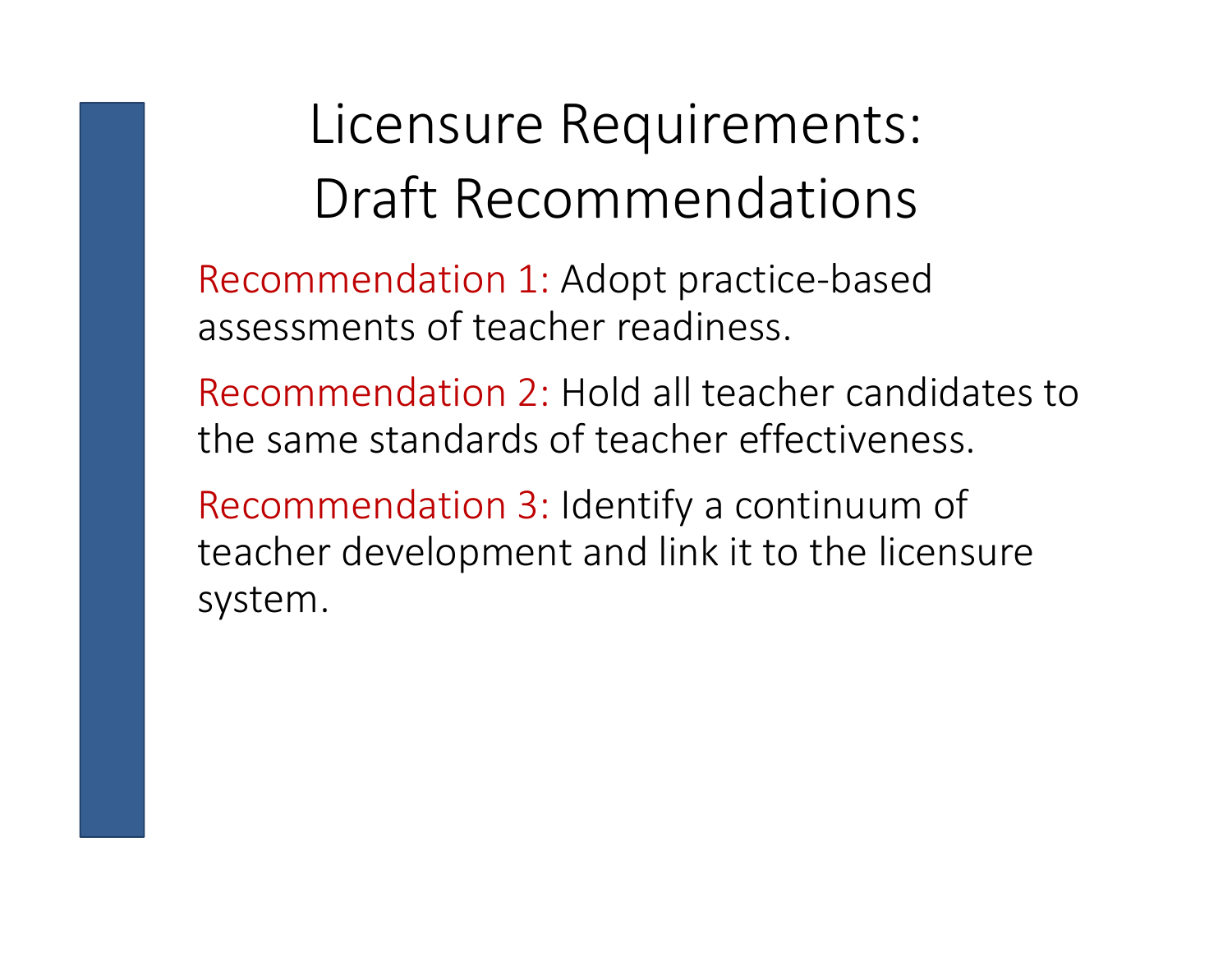# Licensure Requirements: Draft Recommendations

Recommendation 1: Adopt practice-based assessments of teacher readiness.

Recommendation 2: Hold all teacher candidates to the same standards of teacher effectiveness.

Recommendation 3: Identify a continuum of teacher development and link it to the licensure system.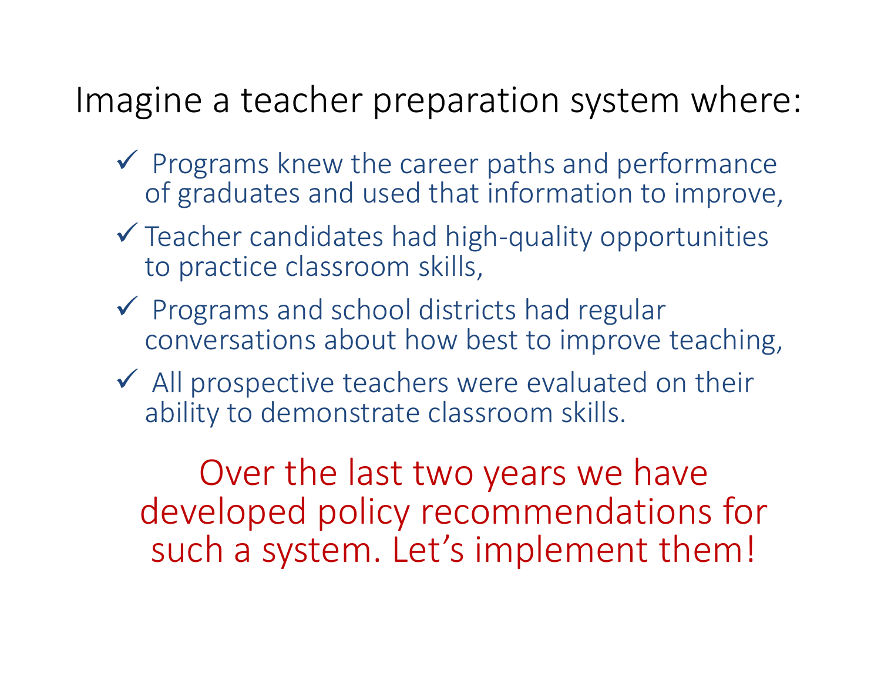# Imagine a teacher preparation system where:

- ✓ Programs knew the career paths and performance of graduates and used that information to improve,
- ✓ Teacher candidates had high-quality opportunities to practice classroom skills,
- ✓ Programs and school districts had regular conversations about how best to improve teaching,
- ✓ All prospective teachers were evaluated on their ability to demonstrate classroom skills.

Over the last two years we have developed policy recommendations for such a system. Let's implement them!